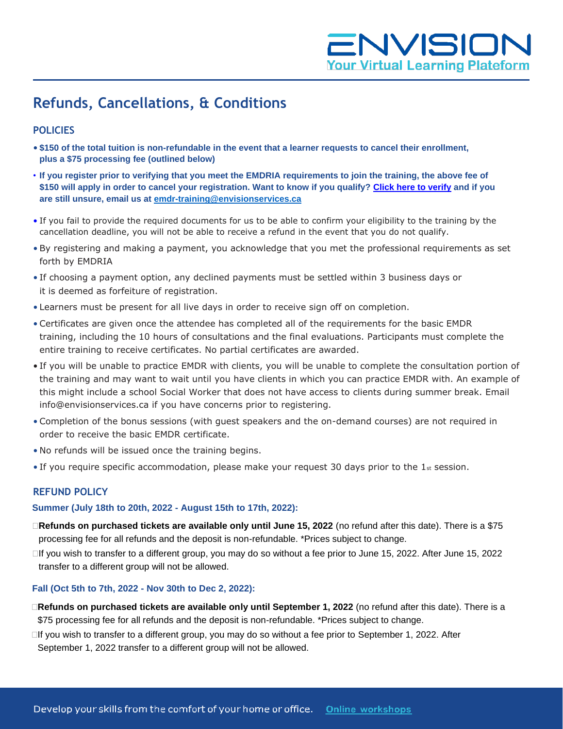ENVISION
Your Virtual Learning Plateform

# Refunds, Cancellations, & Conditions

## POLICIES

- **$150 of the total tuition is non-refundable in the event that a learner requests to cancel their enrollment, plus a $75 processing fee (outlined below)**
- **If you register prior to verifying that you meet the EMDRIA requirements to join the training, the above fee of $150 will apply in order to cancel your registration. Want to know if you qualify? Click here to verify and if you are still unsure, email us at emdr-training@envisionservices.ca**
- If you fail to provide the required documents for us to be able to confirm your eligibility to the training by the cancellation deadline, you will not be able to receive a refund in the event that you do not qualify.
- By registering and making a payment, you acknowledge that you met the professional requirements as set forth by EMDRIA
- If choosing a payment option, any declined payments must be settled within 3 business days or it is deemed as forfeiture of registration.
- Learners must be present for all live days in order to receive sign off on completion.
- Certificates are given once the attendee has completed all of the requirements for the basic EMDR training, including the 10 hours of consultations and the final evaluations. Participants must complete the entire training to receive certificates. No partial certificates are awarded.
- If you will be unable to practice EMDR with clients, you will be unable to complete the consultation portion of the training and may want to wait until you have clients in which you can practice EMDR with. An example of this might include a school Social Worker that does not have access to clients during summer break. Email info@envisionservices.ca if you have concerns prior to registering.
- Completion of the bonus sessions (with guest speakers and the on-demand courses) are not required in order to receive the basic EMDR certificate.
- No refunds will be issued once the training begins.
- If you require specific accommodation, please make your request 30 days prior to the 1st session.

## REFUND POLICY

### Summer (July 18th to 20th, 2022 - August 15th to 17th, 2022):

- **Refunds on purchased tickets are available only until June 15, 2022** (no refund after this date). There is a $75 processing fee for all refunds and the deposit is non-refundable. *Prices subject to change.
- If you wish to transfer to a different group, you may do so without a fee prior to June 15, 2022. After June 15, 2022 transfer to a different group will not be allowed.

### Fall (Oct 5th to 7th, 2022 - Nov 30th to Dec 2, 2022):

- **Refunds on purchased tickets are available only until September 1, 2022** (no refund after this date). There is a $75 processing fee for all refunds and the deposit is non-refundable. *Prices subject to change.
- If you wish to transfer to a different group, you may do so without a fee prior to September 1, 2022. After September 1, 2022 transfer to a different group will not be allowed.

Develop your skills from the comfort of your home or office. Online workshops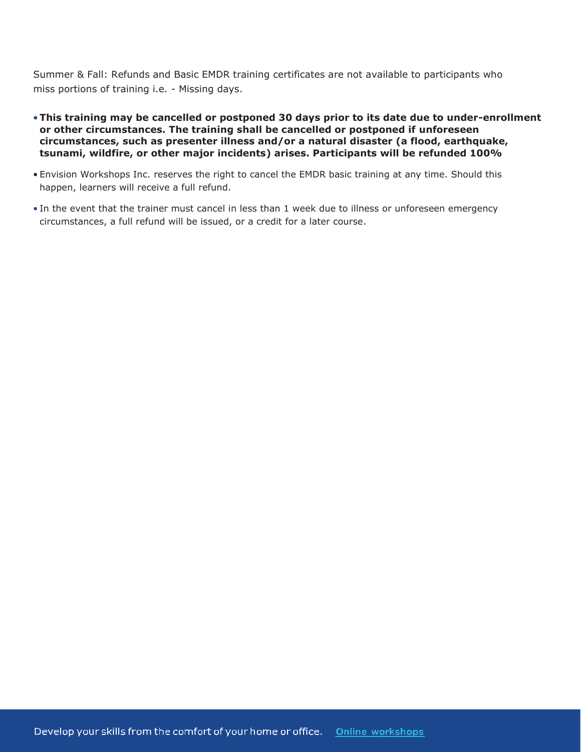Summer & Fall: Refunds and Basic EMDR training certificates are not available to participants who miss portions of training i.e. - Missing days.

- **This training may be cancelled or postponed 30 days prior to its date due to under-enrollment or other circumstances. The training shall be cancelled or postponed if unforeseen circumstances, such as presenter illness and/or a natural disaster (a flood, earthquake, tsunami, wildfire, or other major incidents) arises. Participants will be refunded 100%**
- Envision Workshops Inc. reserves the right to cancel the EMDR basic training at any time. Should this happen, learners will receive a full refund.
- In the event that the trainer must cancel in less than 1 week due to illness or unforeseen emergency circumstances, a full refund will be issued, or a credit for a later course.